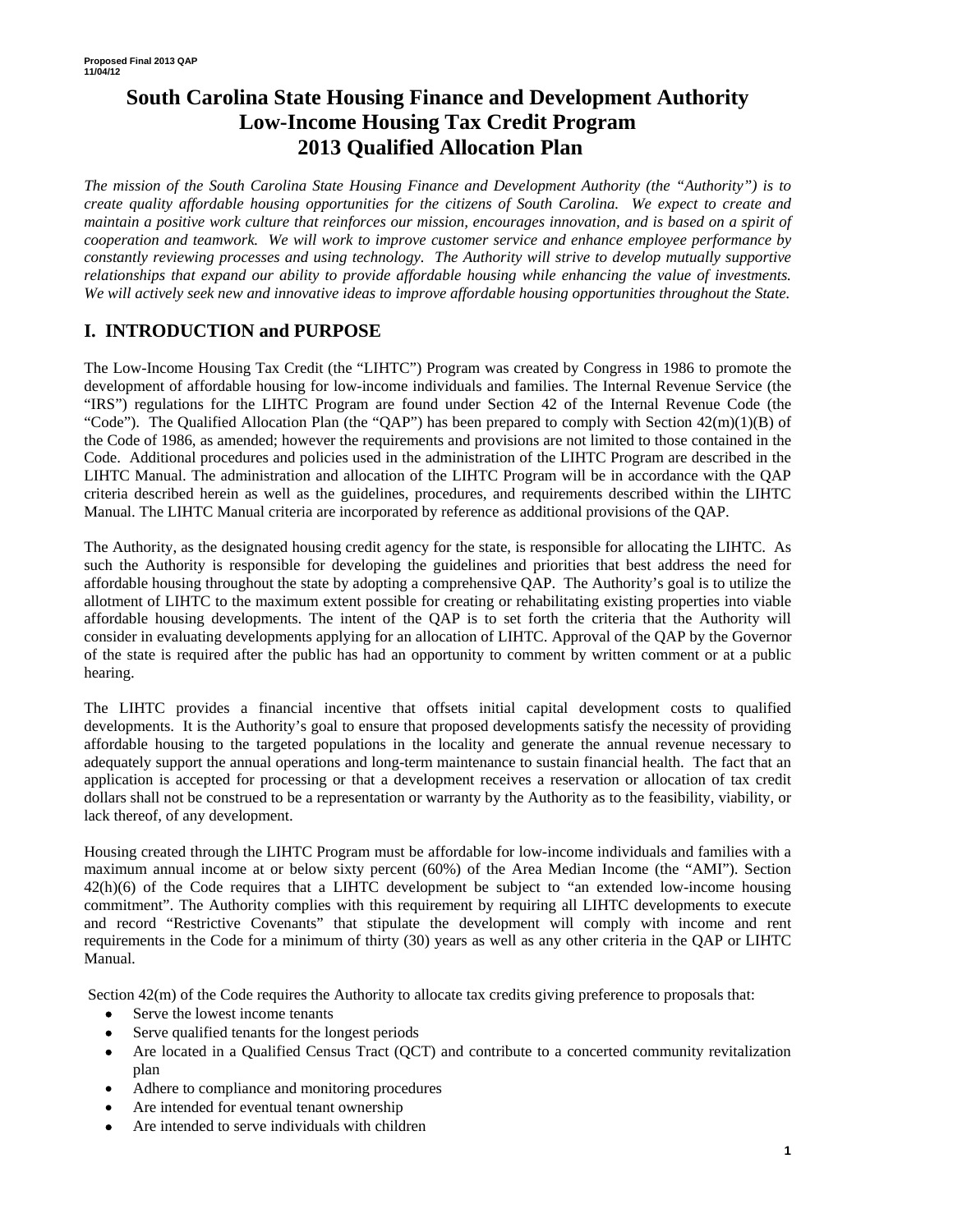# South Carolina State Housing Finance and Development Authority
# Low-Income Housing Tax Credit Program
# 2013 Qualified Allocation Plan

*The mission of the South Carolina State Housing Finance and Development Authority (the "Authority") is to create quality affordable housing opportunities for the citizens of South Carolina. We expect to create and maintain a positive work culture that reinforces our mission, encourages innovation, and is based on a spirit of cooperation and teamwork. We will work to improve customer service and enhance employee performance by constantly reviewing processes and using technology. The Authority will strive to develop mutually supportive relationships that expand our ability to provide affordable housing while enhancing the value of investments. We will actively seek new and innovative ideas to improve affordable housing opportunities throughout the State.*

## I. INTRODUCTION and PURPOSE

The Low-Income Housing Tax Credit (the "LIHTC") Program was created by Congress in 1986 to promote the development of affordable housing for low-income individuals and families. The Internal Revenue Service (the "IRS") regulations for the LIHTC Program are found under Section 42 of the Internal Revenue Code (the "Code"). The Qualified Allocation Plan (the "QAP") has been prepared to comply with Section 42(m)(1)(B) of the Code of 1986, as amended; however the requirements and provisions are not limited to those contained in the Code. Additional procedures and policies used in the administration of the LIHTC Program are described in the LIHTC Manual. The administration and allocation of the LIHTC Program will be in accordance with the QAP criteria described herein as well as the guidelines, procedures, and requirements described within the LIHTC Manual. The LIHTC Manual criteria are incorporated by reference as additional provisions of the QAP.

The Authority, as the designated housing credit agency for the state, is responsible for allocating the LIHTC. As such the Authority is responsible for developing the guidelines and priorities that best address the need for affordable housing throughout the state by adopting a comprehensive QAP. The Authority's goal is to utilize the allotment of LIHTC to the maximum extent possible for creating or rehabilitating existing properties into viable affordable housing developments. The intent of the QAP is to set forth the criteria that the Authority will consider in evaluating developments applying for an allocation of LIHTC. Approval of the QAP by the Governor of the state is required after the public has had an opportunity to comment by written comment or at a public hearing.

The LIHTC provides a financial incentive that offsets initial capital development costs to qualified developments. It is the Authority's goal to ensure that proposed developments satisfy the necessity of providing affordable housing to the targeted populations in the locality and generate the annual revenue necessary to adequately support the annual operations and long-term maintenance to sustain financial health. The fact that an application is accepted for processing or that a development receives a reservation or allocation of tax credit dollars shall not be construed to be a representation or warranty by the Authority as to the feasibility, viability, or lack thereof, of any development.

Housing created through the LIHTC Program must be affordable for low-income individuals and families with a maximum annual income at or below sixty percent (60%) of the Area Median Income (the "AMI"). Section 42(h)(6) of the Code requires that a LIHTC development be subject to "an extended low-income housing commitment". The Authority complies with this requirement by requiring all LIHTC developments to execute and record "Restrictive Covenants" that stipulate the development will comply with income and rent requirements in the Code for a minimum of thirty (30) years as well as any other criteria in the QAP or LIHTC Manual.

Section 42(m) of the Code requires the Authority to allocate tax credits giving preference to proposals that:

- Serve the lowest income tenants
- Serve qualified tenants for the longest periods
- Are located in a Qualified Census Tract (QCT) and contribute to a concerted community revitalization plan
- Adhere to compliance and monitoring procedures
- Are intended for eventual tenant ownership
- Are intended to serve individuals with children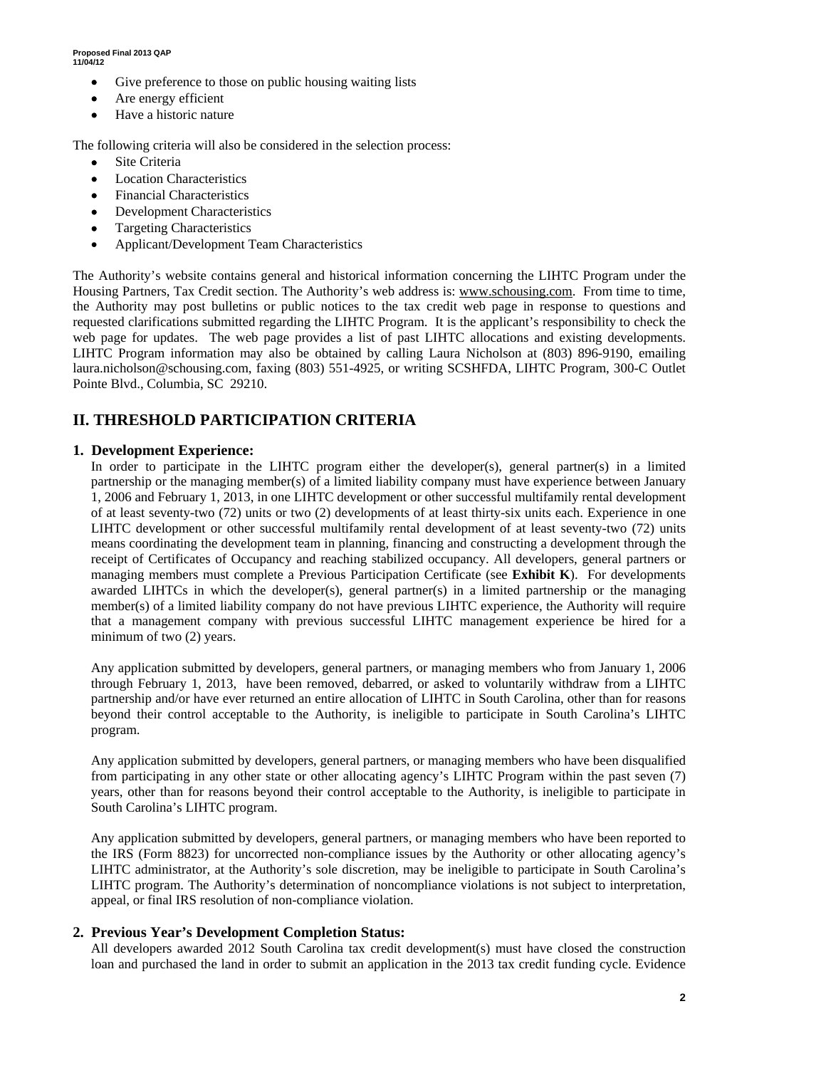- Give preference to those on public housing waiting lists
- Are energy efficient
- Have a historic nature

The following criteria will also be considered in the selection process:

- Site Criteria
- Location Characteristics
- Financial Characteristics
- Development Characteristics
- Targeting Characteristics
- Applicant/Development Team Characteristics

The Authority's website contains general and historical information concerning the LIHTC Program under the Housing Partners, Tax Credit section. The Authority's web address is: www.schousing.com. From time to time, the Authority may post bulletins or public notices to the tax credit web page in response to questions and requested clarifications submitted regarding the LIHTC Program. It is the applicant's responsibility to check the web page for updates. The web page provides a list of past LIHTC allocations and existing developments. LIHTC Program information may also be obtained by calling Laura Nicholson at (803) 896-9190, emailing laura.nicholson@schousing.com, faxing (803) 551-4925, or writing SCSHFDA, LIHTC Program, 300-C Outlet Pointe Blvd., Columbia, SC 29210.

## II. THRESHOLD PARTICIPATION CRITERIA

### 1. Development Experience:

In order to participate in the LIHTC program either the developer(s), general partner(s) in a limited partnership or the managing member(s) of a limited liability company must have experience between January 1, 2006 and February 1, 2013, in one LIHTC development or other successful multifamily rental development of at least seventy-two (72) units or two (2) developments of at least thirty-six units each. Experience in one LIHTC development or other successful multifamily rental development of at least seventy-two (72) units means coordinating the development team in planning, financing and constructing a development through the receipt of Certificates of Occupancy and reaching stabilized occupancy. All developers, general partners or managing members must complete a Previous Participation Certificate (see **Exhibit K**). For developments awarded LIHTCs in which the developer(s), general partner(s) in a limited partnership or the managing member(s) of a limited liability company do not have previous LIHTC experience, the Authority will require that a management company with previous successful LIHTC management experience be hired for a minimum of two (2) years.

Any application submitted by developers, general partners, or managing members who from January 1, 2006 through February 1, 2013, have been removed, debarred, or asked to voluntarily withdraw from a LIHTC partnership and/or have ever returned an entire allocation of LIHTC in South Carolina, other than for reasons beyond their control acceptable to the Authority, is ineligible to participate in South Carolina's LIHTC program.

Any application submitted by developers, general partners, or managing members who have been disqualified from participating in any other state or other allocating agency's LIHTC Program within the past seven (7) years, other than for reasons beyond their control acceptable to the Authority, is ineligible to participate in South Carolina's LIHTC program.

Any application submitted by developers, general partners, or managing members who have been reported to the IRS (Form 8823) for uncorrected non-compliance issues by the Authority or other allocating agency's LIHTC administrator, at the Authority's sole discretion, may be ineligible to participate in South Carolina's LIHTC program. The Authority's determination of noncompliance violations is not subject to interpretation, appeal, or final IRS resolution of non-compliance violation.

### 2. Previous Year's Development Completion Status:

All developers awarded 2012 South Carolina tax credit development(s) must have closed the construction loan and purchased the land in order to submit an application in the 2013 tax credit funding cycle. Evidence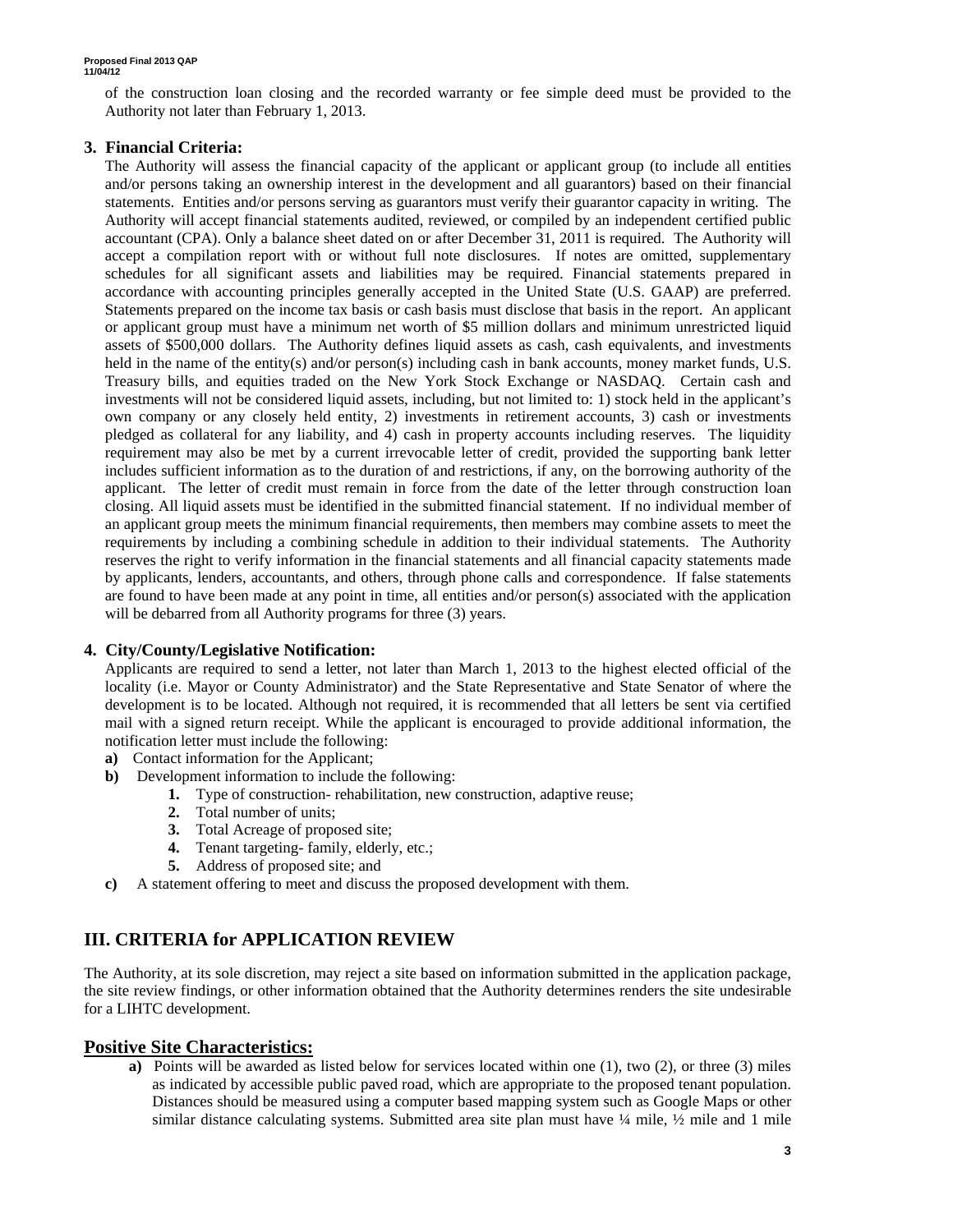of the construction loan closing and the recorded warranty or fee simple deed must be provided to the Authority not later than February 1, 2013.

### 3. Financial Criteria:

The Authority will assess the financial capacity of the applicant or applicant group (to include all entities and/or persons taking an ownership interest in the development and all guarantors) based on their financial statements. Entities and/or persons serving as guarantors must verify their guarantor capacity in writing. The Authority will accept financial statements audited, reviewed, or compiled by an independent certified public accountant (CPA). Only a balance sheet dated on or after December 31, 2011 is required. The Authority will accept a compilation report with or without full note disclosures. If notes are omitted, supplementary schedules for all significant assets and liabilities may be required. Financial statements prepared in accordance with accounting principles generally accepted in the United State (U.S. GAAP) are preferred. Statements prepared on the income tax basis or cash basis must disclose that basis in the report. An applicant or applicant group must have a minimum net worth of $5 million dollars and minimum unrestricted liquid assets of $500,000 dollars. The Authority defines liquid assets as cash, cash equivalents, and investments held in the name of the entity(s) and/or person(s) including cash in bank accounts, money market funds, U.S. Treasury bills, and equities traded on the New York Stock Exchange or NASDAQ. Certain cash and investments will not be considered liquid assets, including, but not limited to: 1) stock held in the applicant's own company or any closely held entity, 2) investments in retirement accounts, 3) cash or investments pledged as collateral for any liability, and 4) cash in property accounts including reserves. The liquidity requirement may also be met by a current irrevocable letter of credit, provided the supporting bank letter includes sufficient information as to the duration of and restrictions, if any, on the borrowing authority of the applicant. The letter of credit must remain in force from the date of the letter through construction loan closing. All liquid assets must be identified in the submitted financial statement. If no individual member of an applicant group meets the minimum financial requirements, then members may combine assets to meet the requirements by including a combining schedule in addition to their individual statements. The Authority reserves the right to verify information in the financial statements and all financial capacity statements made by applicants, lenders, accountants, and others, through phone calls and correspondence. If false statements are found to have been made at any point in time, all entities and/or person(s) associated with the application will be debarred from all Authority programs for three (3) years.

### 4. City/County/Legislative Notification:

Applicants are required to send a letter, not later than March 1, 2013 to the highest elected official of the locality (i.e. Mayor or County Administrator) and the State Representative and State Senator of where the development is to be located. Although not required, it is recommended that all letters be sent via certified mail with a signed return receipt. While the applicant is encouraged to provide additional information, the notification letter must include the following:

- **a)** Contact information for the Applicant;
- **b)** Development information to include the following:
    1. Type of construction- rehabilitation, new construction, adaptive reuse;
    2. Total number of units;
    3. Total Acreage of proposed site;
    4. Tenant targeting- family, elderly, etc.;
    5. Address of proposed site; and
- **c)** A statement offering to meet and discuss the proposed development with them.

## III. CRITERIA for APPLICATION REVIEW

The Authority, at its sole discretion, may reject a site based on information submitted in the application package, the site review findings, or other information obtained that the Authority determines renders the site undesirable for a LIHTC development.

## Positive Site Characteristics:

- **a)** Points will be awarded as listed below for services located within one (1), two (2), or three (3) miles as indicated by accessible public paved road, which are appropriate to the proposed tenant population. Distances should be measured using a computer based mapping system such as Google Maps or other similar distance calculating systems. Submitted area site plan must have ¼ mile, ½ mile and 1 mile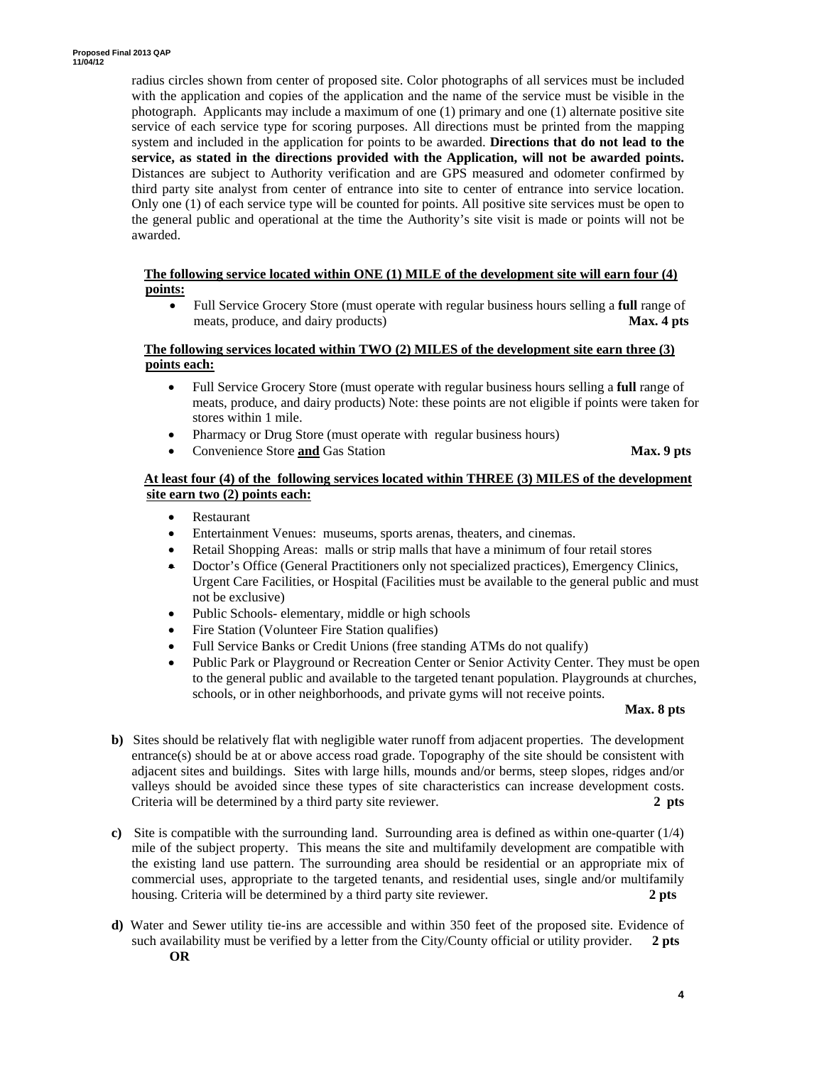radius circles shown from center of proposed site. Color photographs of all services must be included with the application and copies of the application and the name of the service must be visible in the photograph. Applicants may include a maximum of one (1) primary and one (1) alternate positive site service of each service type for scoring purposes. All directions must be printed from the mapping system and included in the application for points to be awarded. **Directions that do not lead to the service, as stated in the directions provided with the Application, will not be awarded points.** Distances are subject to Authority verification and are GPS measured and odometer confirmed by third party site analyst from center of entrance into site to center of entrance into service location. Only one (1) of each service type will be counted for points. All positive site services must be open to the general public and operational at the time the Authority's site visit is made or points will not be awarded.

**<u>The following service located within ONE (1) MILE of the development site will earn four (4) points:</u>**

- Full Service Grocery Store (must operate with regular business hours selling a **full** range of meats, produce, and dairy products) **Max. 4 pts**

**<u>The following services located within TWO (2) MILES of the development site earn three (3) points each:</u>**

- Full Service Grocery Store (must operate with regular business hours selling a **full** range of meats, produce, and dairy products) Note: these points are not eligible if points were taken for stores within 1 mile.
- Pharmacy or Drug Store (must operate with regular business hours)
- Convenience Store **<u>and</u>** Gas Station **Max. 9 pts**

**<u>At least four (4) of the following services located within THREE (3) MILES of the development site earn two (2) points each:</u>**

- Restaurant
- Entertainment Venues: museums, sports arenas, theaters, and cinemas.
- Retail Shopping Areas: malls or strip malls that have a minimum of four retail stores
- Doctor's Office (General Practitioners only not specialized practices), Emergency Clinics, Urgent Care Facilities, or Hospital (Facilities must be available to the general public and must not be exclusive)
- Public Schools- elementary, middle or high schools
- Fire Station (Volunteer Fire Station qualifies)
- Full Service Banks or Credit Unions (free standing ATMs do not qualify)
- Public Park or Playground or Recreation Center or Senior Activity Center. They must be open to the general public and available to the targeted tenant population. Playgrounds at churches, schools, or in other neighborhoods, and private gyms will not receive points.

**Max. 8 pts**

**b)** Sites should be relatively flat with negligible water runoff from adjacent properties. The development entrance(s) should be at or above access road grade. Topography of the site should be consistent with adjacent sites and buildings. Sites with large hills, mounds and/or berms, steep slopes, ridges and/or valleys should be avoided since these types of site characteristics can increase development costs. Criteria will be determined by a third party site reviewer. **2 pts**

**c)** Site is compatible with the surrounding land. Surrounding area is defined as within one-quarter (1/4) mile of the subject property. This means the site and multifamily development are compatible with the existing land use pattern. The surrounding area should be residential or an appropriate mix of commercial uses, appropriate to the targeted tenants, and residential uses, single and/or multifamily housing. Criteria will be determined by a third party site reviewer. **2 pts**

**d)** Water and Sewer utility tie-ins are accessible and within 350 feet of the proposed site. Evidence of such availability must be verified by a letter from the City/County official or utility provider. **2 pts**

**OR**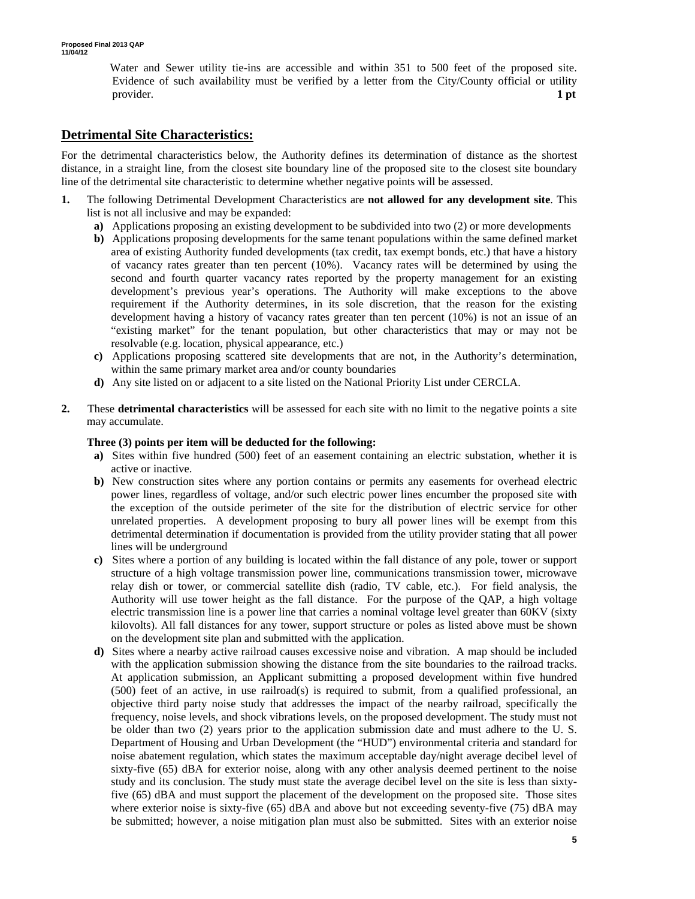Water and Sewer utility tie-ins are accessible and within 351 to 500 feet of the proposed site. Evidence of such availability must be verified by a letter from the City/County official or utility provider. **1 pt**

## Detrimental Site Characteristics:

For the detrimental characteristics below, the Authority defines its determination of distance as the shortest distance, in a straight line, from the closest site boundary line of the proposed site to the closest site boundary line of the detrimental site characteristic to determine whether negative points will be assessed.

**1.** The following Detrimental Development Characteristics are **not allowed for any development site**. This list is not all inclusive and may be expanded:

- **a)** Applications proposing an existing development to be subdivided into two (2) or more developments
- **b)** Applications proposing developments for the same tenant populations within the same defined market area of existing Authority funded developments (tax credit, tax exempt bonds, etc.) that have a history of vacancy rates greater than ten percent (10%). Vacancy rates will be determined by using the second and fourth quarter vacancy rates reported by the property management for an existing development's previous year's operations. The Authority will make exceptions to the above requirement if the Authority determines, in its sole discretion, that the reason for the existing development having a history of vacancy rates greater than ten percent (10%) is not an issue of an "existing market" for the tenant population, but other characteristics that may or may not be resolvable (e.g. location, physical appearance, etc.)
- **c)** Applications proposing scattered site developments that are not, in the Authority's determination, within the same primary market area and/or county boundaries
- **d)** Any site listed on or adjacent to a site listed on the National Priority List under CERCLA.

**2.** These **detrimental characteristics** will be assessed for each site with no limit to the negative points a site may accumulate.

**Three (3) points per item will be deducted for the following:**

- **a)** Sites within five hundred (500) feet of an easement containing an electric substation, whether it is active or inactive.
- **b)** New construction sites where any portion contains or permits any easements for overhead electric power lines, regardless of voltage, and/or such electric power lines encumber the proposed site with the exception of the outside perimeter of the site for the distribution of electric service for other unrelated properties. A development proposing to bury all power lines will be exempt from this detrimental determination if documentation is provided from the utility provider stating that all power lines will be underground
- **c)** Sites where a portion of any building is located within the fall distance of any pole, tower or support structure of a high voltage transmission power line, communications transmission tower, microwave relay dish or tower, or commercial satellite dish (radio, TV cable, etc.). For field analysis, the Authority will use tower height as the fall distance. For the purpose of the QAP, a high voltage electric transmission line is a power line that carries a nominal voltage level greater than 60KV (sixty kilovolts). All fall distances for any tower, support structure or poles as listed above must be shown on the development site plan and submitted with the application.
- **d)** Sites where a nearby active railroad causes excessive noise and vibration. A map should be included with the application submission showing the distance from the site boundaries to the railroad tracks. At application submission, an Applicant submitting a proposed development within five hundred (500) feet of an active, in use railroad(s) is required to submit, from a qualified professional, an objective third party noise study that addresses the impact of the nearby railroad, specifically the frequency, noise levels, and shock vibrations levels, on the proposed development. The study must not be older than two (2) years prior to the application submission date and must adhere to the U. S. Department of Housing and Urban Development (the "HUD") environmental criteria and standard for noise abatement regulation, which states the maximum acceptable day/night average decibel level of sixty-five (65) dBA for exterior noise, along with any other analysis deemed pertinent to the noise study and its conclusion. The study must state the average decibel level on the site is less than sixty-five (65) dBA and must support the placement of the development on the proposed site. Those sites where exterior noise is sixty-five (65) dBA and above but not exceeding seventy-five (75) dBA may be submitted; however, a noise mitigation plan must also be submitted. Sites with an exterior noise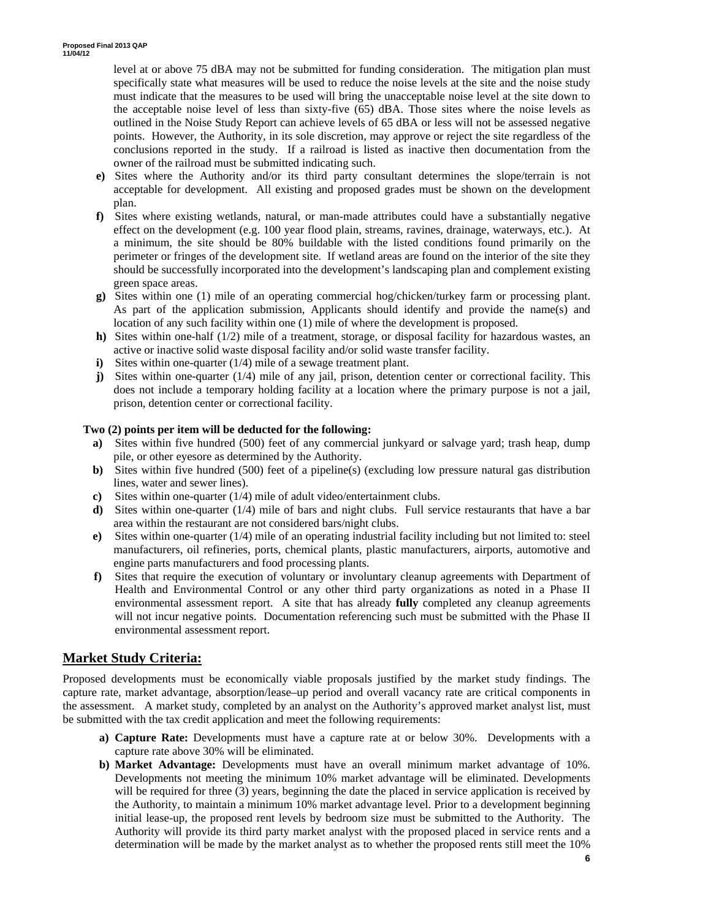level at or above 75 dBA may not be submitted for funding consideration. The mitigation plan must specifically state what measures will be used to reduce the noise levels at the site and the noise study must indicate that the measures to be used will bring the unacceptable noise level at the site down to the acceptable noise level of less than sixty-five (65) dBA. Those sites where the noise levels as outlined in the Noise Study Report can achieve levels of 65 dBA or less will not be assessed negative points. However, the Authority, in its sole discretion, may approve or reject the site regardless of the conclusions reported in the study. If a railroad is listed as inactive then documentation from the owner of the railroad must be submitted indicating such.

**e)** Sites where the Authority and/or its third party consultant determines the slope/terrain is not acceptable for development. All existing and proposed grades must be shown on the development plan.

**f)** Sites where existing wetlands, natural, or man-made attributes could have a substantially negative effect on the development (e.g. 100 year flood plain, streams, ravines, drainage, waterways, etc.). At a minimum, the site should be 80% buildable with the listed conditions found primarily on the perimeter or fringes of the development site. If wetland areas are found on the interior of the site they should be successfully incorporated into the development's landscaping plan and complement existing green space areas.

**g)** Sites within one (1) mile of an operating commercial hog/chicken/turkey farm or processing plant. As part of the application submission, Applicants should identify and provide the name(s) and location of any such facility within one (1) mile of where the development is proposed.

**h)** Sites within one-half (1/2) mile of a treatment, storage, or disposal facility for hazardous wastes, an active or inactive solid waste disposal facility and/or solid waste transfer facility.

**i)** Sites within one-quarter (1/4) mile of a sewage treatment plant.

**j)** Sites within one-quarter (1/4) mile of any jail, prison, detention center or correctional facility. This does not include a temporary holding facility at a location where the primary purpose is not a jail, prison, detention center or correctional facility.

**Two (2) points per item will be deducted for the following:**

**a)** Sites within five hundred (500) feet of any commercial junkyard or salvage yard; trash heap, dump pile, or other eyesore as determined by the Authority.

**b)** Sites within five hundred (500) feet of a pipeline(s) (excluding low pressure natural gas distribution lines, water and sewer lines).

**c)** Sites within one-quarter (1/4) mile of adult video/entertainment clubs.

**d)** Sites within one-quarter (1/4) mile of bars and night clubs. Full service restaurants that have a bar area within the restaurant are not considered bars/night clubs.

**e)** Sites within one-quarter (1/4) mile of an operating industrial facility including but not limited to: steel manufacturers, oil refineries, ports, chemical plants, plastic manufacturers, airports, automotive and engine parts manufacturers and food processing plants.

**f)** Sites that require the execution of voluntary or involuntary cleanup agreements with Department of Health and Environmental Control or any other third party organizations as noted in a Phase II environmental assessment report. A site that has already **fully** completed any cleanup agreements will not incur negative points. Documentation referencing such must be submitted with the Phase II environmental assessment report.

## Market Study Criteria:

Proposed developments must be economically viable proposals justified by the market study findings. The capture rate, market advantage, absorption/lease–up period and overall vacancy rate are critical components in the assessment. A market study, completed by an analyst on the Authority's approved market analyst list, must be submitted with the tax credit application and meet the following requirements:

**a) Capture Rate:** Developments must have a capture rate at or below 30%. Developments with a capture rate above 30% will be eliminated.

**b) Market Advantage:** Developments must have an overall minimum market advantage of 10%. Developments not meeting the minimum 10% market advantage will be eliminated. Developments will be required for three (3) years, beginning the date the placed in service application is received by the Authority, to maintain a minimum 10% market advantage level. Prior to a development beginning initial lease-up, the proposed rent levels by bedroom size must be submitted to the Authority. The Authority will provide its third party market analyst with the proposed placed in service rents and a determination will be made by the market analyst as to whether the proposed rents still meet the 10%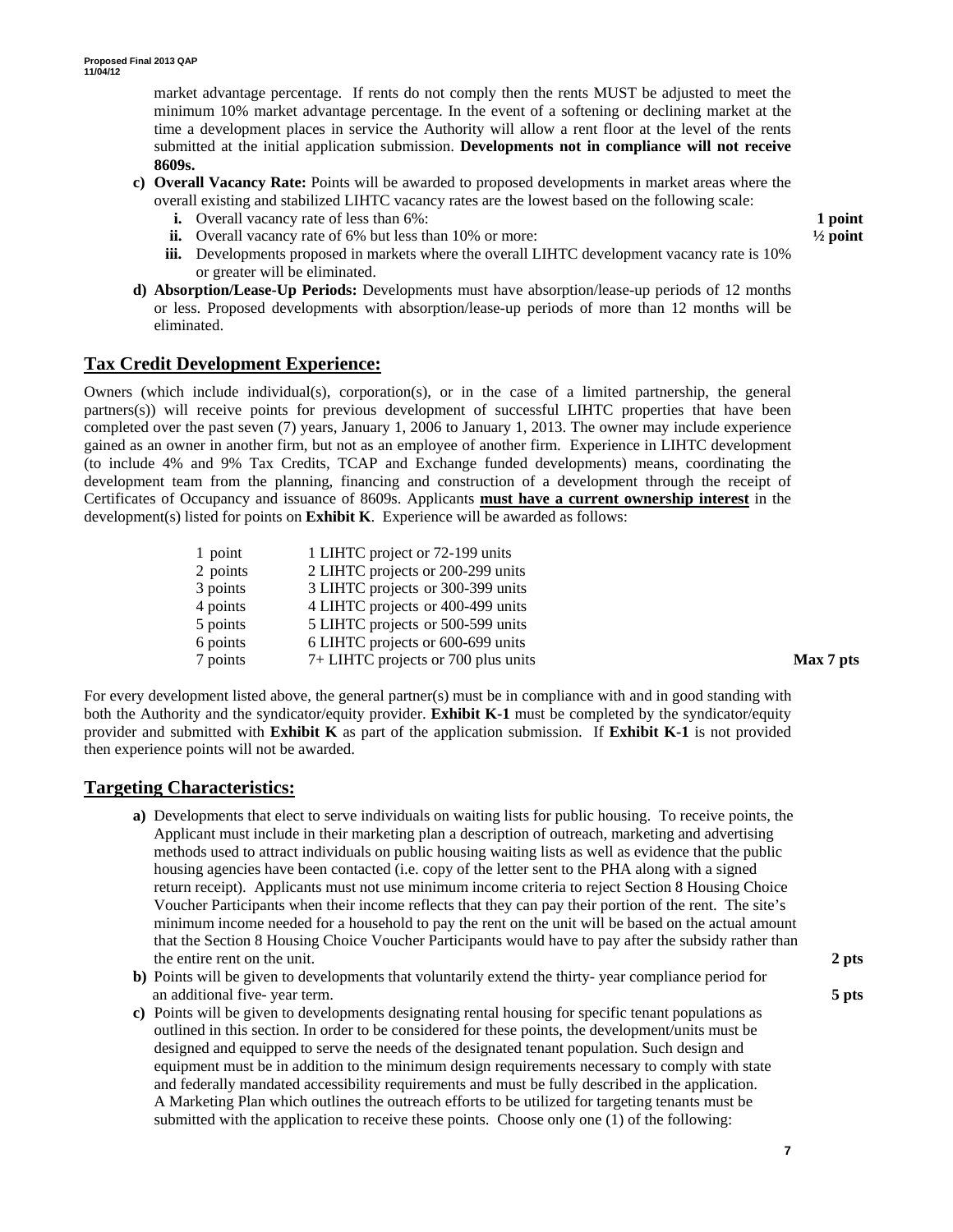market advantage percentage. If rents do not comply then the rents MUST be adjusted to meet the minimum 10% market advantage percentage. In the event of a softening or declining market at the time a development places in service the Authority will allow a rent floor at the level of the rents submitted at the initial application submission. **Developments not in compliance will not receive 8609s.**

c) **Overall Vacancy Rate:** Points will be awarded to proposed developments in market areas where the overall existing and stabilized LIHTC vacancy rates are the lowest based on the following scale:
   - **i.** Overall vacancy rate of less than 6%: **1 point**
   - **ii.** Overall vacancy rate of 6% but less than 10% or more: **½ point**
   - **iii.** Developments proposed in markets where the overall LIHTC development vacancy rate is 10% or greater will be eliminated.

d) **Absorption/Lease-Up Periods:** Developments must have absorption/lease-up periods of 12 months or less. Proposed developments with absorption/lease-up periods of more than 12 months will be eliminated.

## Tax Credit Development Experience:

Owners (which include individual(s), corporation(s), or in the case of a limited partnership, the general partners(s)) will receive points for previous development of successful LIHTC properties that have been completed over the past seven (7) years, January 1, 2006 to January 1, 2013. The owner may include experience gained as an owner in another firm, but not as an employee of another firm. Experience in LIHTC development (to include 4% and 9% Tax Credits, TCAP and Exchange funded developments) means, coordinating the development team from the planning, financing and construction of a development through the receipt of Certificates of Occupancy and issuance of 8609s. Applicants **must have a current ownership interest** in the development(s) listed for points on **Exhibit K**. Experience will be awarded as follows:

| Points | Experience | |
|---|---|---|
| 1 point | 1 LIHTC project or 72-199 units | |
| 2 points | 2 LIHTC projects or 200-299 units | |
| 3 points | 3 LIHTC projects or 300-399 units | |
| 4 points | 4 LIHTC projects or 400-499 units | |
| 5 points | 5 LIHTC projects or 500-599 units | |
| 6 points | 6 LIHTC projects or 600-699 units | |
| 7 points | 7+ LIHTC projects or 700 plus units | **Max 7 pts** |

For every development listed above, the general partner(s) must be in compliance with and in good standing with both the Authority and the syndicator/equity provider. **Exhibit K-1** must be completed by the syndicator/equity provider and submitted with **Exhibit K** as part of the application submission. If **Exhibit K-1** is not provided then experience points will not be awarded.

## Targeting Characteristics:

a) Developments that elect to serve individuals on waiting lists for public housing. To receive points, the Applicant must include in their marketing plan a description of outreach, marketing and advertising methods used to attract individuals on public housing waiting lists as well as evidence that the public housing agencies have been contacted (i.e. copy of the letter sent to the PHA along with a signed return receipt). Applicants must not use minimum income criteria to reject Section 8 Housing Choice Voucher Participants when their income reflects that they can pay their portion of the rent. The site's minimum income needed for a household to pay the rent on the unit will be based on the actual amount that the Section 8 Housing Choice Voucher Participants would have to pay after the subsidy rather than the entire rent on the unit. **2 pts**

b) Points will be given to developments that voluntarily extend the thirty- year compliance period for an additional five- year term. **5 pts**

c) Points will be given to developments designating rental housing for specific tenant populations as outlined in this section. In order to be considered for these points, the development/units must be designed and equipped to serve the needs of the designated tenant population. Such design and equipment must be in addition to the minimum design requirements necessary to comply with state and federally mandated accessibility requirements and must be fully described in the application. A Marketing Plan which outlines the outreach efforts to be utilized for targeting tenants must be submitted with the application to receive these points. Choose only one (1) of the following: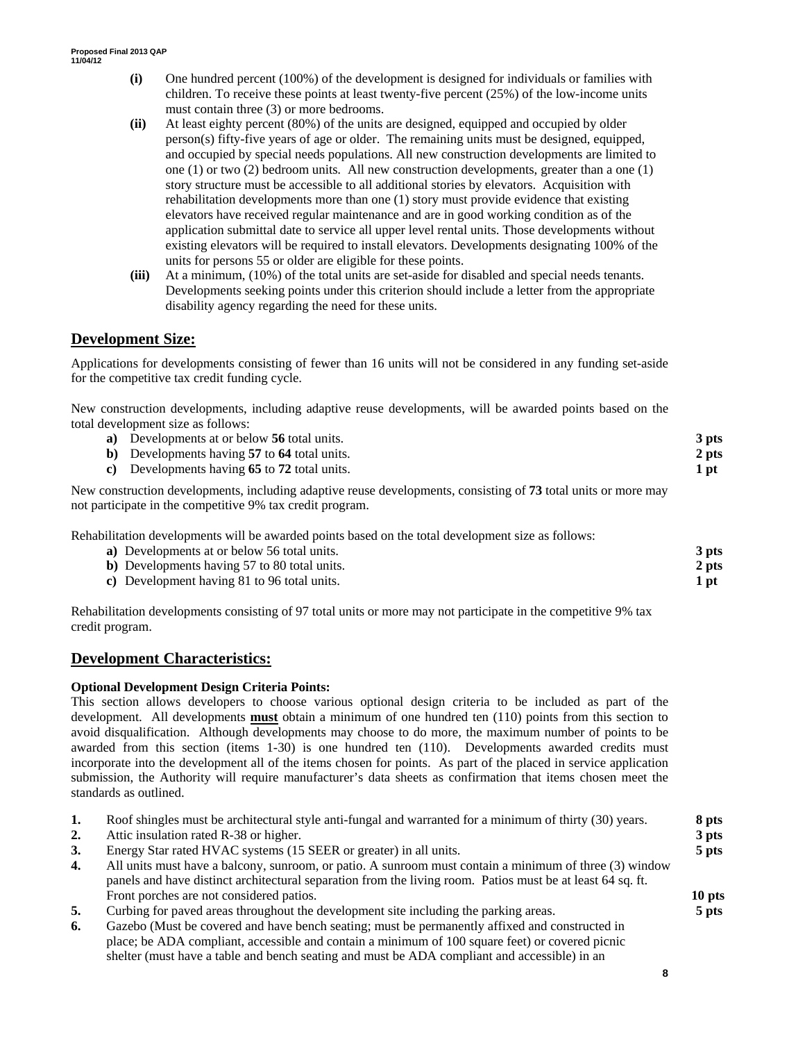**(i)** One hundred percent (100%) of the development is designed for individuals or families with children. To receive these points at least twenty-five percent (25%) of the low-income units must contain three (3) or more bedrooms.

**(ii)** At least eighty percent (80%) of the units are designed, equipped and occupied by older person(s) fifty-five years of age or older. The remaining units must be designed, equipped, and occupied by special needs populations. All new construction developments are limited to one (1) or two (2) bedroom units. All new construction developments, greater than a one (1) story structure must be accessible to all additional stories by elevators. Acquisition with rehabilitation developments more than one (1) story must provide evidence that existing elevators have received regular maintenance and are in good working condition as of the application submittal date to service all upper level rental units. Those developments without existing elevators will be required to install elevators. Developments designating 100% of the units for persons 55 or older are eligible for these points.

**(iii)** At a minimum, (10%) of the total units are set-aside for disabled and special needs tenants. Developments seeking points under this criterion should include a letter from the appropriate disability agency regarding the need for these units.

## Development Size:

Applications for developments consisting of fewer than 16 units will not be considered in any funding set-aside for the competitive tax credit funding cycle.

New construction developments, including adaptive reuse developments, will be awarded points based on the total development size as follows:

- **a)** Developments at or below **56** total units. **3 pts**
- **b)** Developments having **57** to **64** total units. **2 pts**
- **c)** Developments having **65** to **72** total units. **1 pt**

New construction developments, including adaptive reuse developments, consisting of **73** total units or more may not participate in the competitive 9% tax credit program.

Rehabilitation developments will be awarded points based on the total development size as follows:

- **a)** Developments at or below 56 total units. **3 pts**
- **b)** Developments having 57 to 80 total units. **2 pts**
- **c)** Development having 81 to 96 total units. **1 pt**

Rehabilitation developments consisting of 97 total units or more may not participate in the competitive 9% tax credit program.

## Development Characteristics:

**Optional Development Design Criteria Points:**

This section allows developers to choose various optional design criteria to be included as part of the development. All developments **must** obtain a minimum of one hundred ten (110) points from this section to avoid disqualification. Although developments may choose to do more, the maximum number of points to be awarded from this section (items 1-30) is one hundred ten (110). Developments awarded credits must incorporate into the development all of the items chosen for points. As part of the placed in service application submission, the Authority will require manufacturer's data sheets as confirmation that items chosen meet the standards as outlined.

1. Roof shingles must be architectural style anti-fungal and warranted for a minimum of thirty (30) years. **8 pts**
2. Attic insulation rated R-38 or higher. **3 pts**
3. Energy Star rated HVAC systems (15 SEER or greater) in all units. **5 pts**
4. All units must have a balcony, sunroom, or patio. A sunroom must contain a minimum of three (3) window panels and have distinct architectural separation from the living room. Patios must be at least 64 sq. ft. Front porches are not considered patios. **10 pts**
5. Curbing for paved areas throughout the development site including the parking areas. **5 pts**
6. Gazebo (Must be covered and have bench seating; must be permanently affixed and constructed in place; be ADA compliant, accessible and contain a minimum of 100 square feet) or covered picnic shelter (must have a table and bench seating and must be ADA compliant and accessible) in an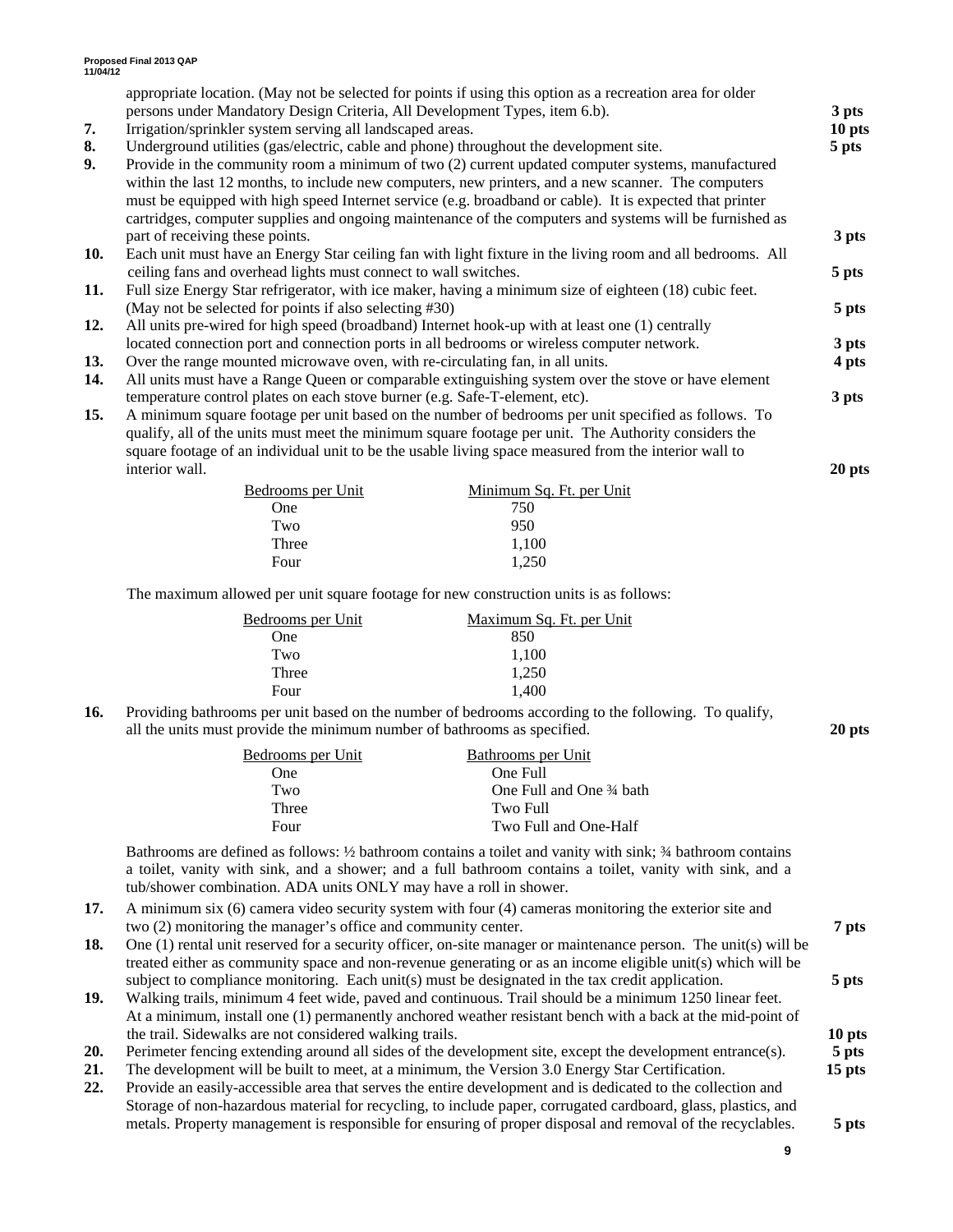appropriate location. (May not be selected for points if using this option as a recreation area for older persons under Mandatory Design Criteria, All Development Types, item 6.b). **3 pts**

**7.** Irrigation/sprinkler system serving all landscaped areas. **10 pts**

**8.** Underground utilities (gas/electric, cable and phone) throughout the development site. **5 pts**

**9.** Provide in the community room a minimum of two (2) current updated computer systems, manufactured within the last 12 months, to include new computers, new printers, and a new scanner. The computers must be equipped with high speed Internet service (e.g. broadband or cable). It is expected that printer cartridges, computer supplies and ongoing maintenance of the computers and systems will be furnished as part of receiving these points. **3 pts**

**10.** Each unit must have an Energy Star ceiling fan with light fixture in the living room and all bedrooms. All ceiling fans and overhead lights must connect to wall switches. **5 pts**

**11.** Full size Energy Star refrigerator, with ice maker, having a minimum size of eighteen (18) cubic feet. (May not be selected for points if also selecting #30) **5 pts**

**12.** All units pre-wired for high speed (broadband) Internet hook-up with at least one (1) centrally located connection port and connection ports in all bedrooms or wireless computer network. **3 pts**

**13.** Over the range mounted microwave oven, with re-circulating fan, in all units. **4 pts**

**14.** All units must have a Range Queen or comparable extinguishing system over the stove or have element temperature control plates on each stove burner (e.g. Safe-T-element, etc). **3 pts**

**15.** A minimum square footage per unit based on the number of bedrooms per unit specified as follows. To qualify, all of the units must meet the minimum square footage per unit. The Authority considers the square footage of an individual unit to be the usable living space measured from the interior wall to interior wall. **20 pts**

| Bedrooms per Unit | Minimum Sq. Ft. per Unit |
|---|---|
| One | 750 |
| Two | 950 |
| Three | 1,100 |
| Four | 1,250 |

The maximum allowed per unit square footage for new construction units is as follows:

| Bedrooms per Unit | Maximum Sq. Ft. per Unit |
|---|---|
| One | 850 |
| Two | 1,100 |
| Three | 1,250 |
| Four | 1,400 |

**16.** Providing bathrooms per unit based on the number of bedrooms according to the following. To qualify, all the units must provide the minimum number of bathrooms as specified. **20 pts**

| Bedrooms per Unit | Bathrooms per Unit |
|---|---|
| One | One Full |
| Two | One Full and One ¾ bath |
| Three | Two Full |
| Four | Two Full and One-Half |

Bathrooms are defined as follows: ½ bathroom contains a toilet and vanity with sink; ¾ bathroom contains a toilet, vanity with sink, and a shower; and a full bathroom contains a toilet, vanity with sink, and a tub/shower combination. ADA units ONLY may have a roll in shower.

**17.** A minimum six (6) camera video security system with four (4) cameras monitoring the exterior site and two (2) monitoring the manager's office and community center. **7 pts**

**18.** One (1) rental unit reserved for a security officer, on-site manager or maintenance person. The unit(s) will be treated either as community space and non-revenue generating or as an income eligible unit(s) which will be subject to compliance monitoring. Each unit(s) must be designated in the tax credit application. **5 pts**

**19.** Walking trails, minimum 4 feet wide, paved and continuous. Trail should be a minimum 1250 linear feet. At a minimum, install one (1) permanently anchored weather resistant bench with a back at the mid-point of the trail. Sidewalks are not considered walking trails. **10 pts**

**20.** Perimeter fencing extending around all sides of the development site, except the development entrance(s). **5 pts**

**21.** The development will be built to meet, at a minimum, the Version 3.0 Energy Star Certification. **15 pts**

**22.** Provide an easily-accessible area that serves the entire development and is dedicated to the collection and Storage of non-hazardous material for recycling, to include paper, corrugated cardboard, glass, plastics, and metals. Property management is responsible for ensuring of proper disposal and removal of the recyclables. **5 pts**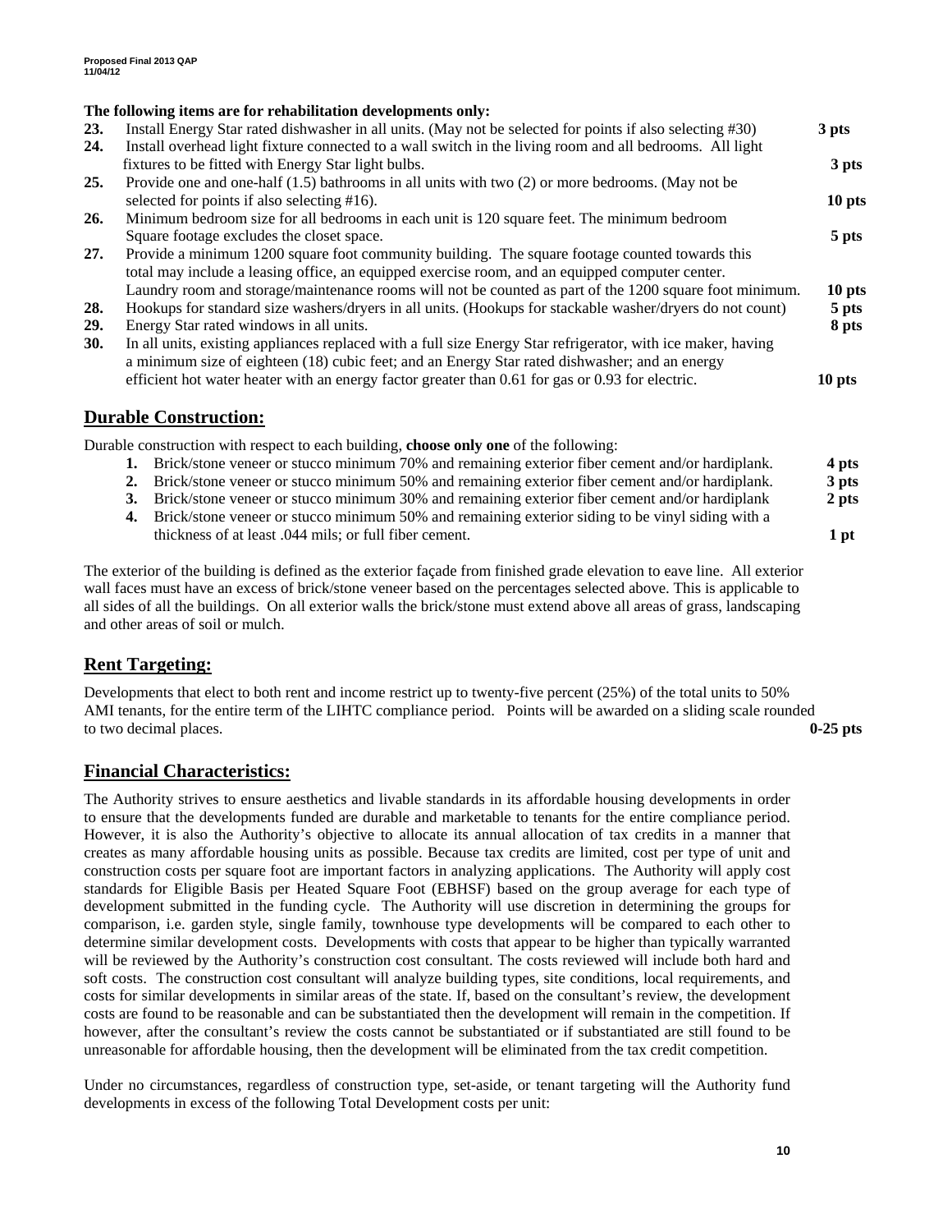**The following items are for rehabilitation developments only:**

| | | |
|---|---|---|
| **23.** | Install Energy Star rated dishwasher in all units. (May not be selected for points if also selecting #30) | **3 pts** |
| **24.** | Install overhead light fixture connected to a wall switch in the living room and all bedrooms. All light fixtures to be fitted with Energy Star light bulbs. | **3 pts** |
| **25.** | Provide one and one-half (1.5) bathrooms in all units with two (2) or more bedrooms. (May not be selected for points if also selecting #16). | **10 pts** |
| **26.** | Minimum bedroom size for all bedrooms in each unit is 120 square feet. The minimum bedroom Square footage excludes the closet space. | **5 pts** |
| **27.** | Provide a minimum 1200 square foot community building. The square footage counted towards this total may include a leasing office, an equipped exercise room, and an equipped computer center. Laundry room and storage/maintenance rooms will not be counted as part of the 1200 square foot minimum. | **10 pts** |
| **28.** | Hookups for standard size washers/dryers in all units. (Hookups for stackable washer/dryers do not count) | **5 pts** |
| **29.** | Energy Star rated windows in all units. | **8 pts** |
| **30.** | In all units, existing appliances replaced with a full size Energy Star refrigerator, with ice maker, having a minimum size of eighteen (18) cubic feet; and an Energy Star rated dishwasher; and an energy efficient hot water heater with an energy factor greater than 0.61 for gas or 0.93 for electric. | **10 pts** |

## Durable Construction:

Durable construction with respect to each building, **choose only one** of the following:

| | | |
|---|---|---|
| **1.** | Brick/stone veneer or stucco minimum 70% and remaining exterior fiber cement and/or hardiplank. | **4 pts** |
| **2.** | Brick/stone veneer or stucco minimum 50% and remaining exterior fiber cement and/or hardiplank. | **3 pts** |
| **3.** | Brick/stone veneer or stucco minimum 30% and remaining exterior fiber cement and/or hardiplank | **2 pts** |
| **4.** | Brick/stone veneer or stucco minimum 50% and remaining exterior siding to be vinyl siding with a thickness of at least .044 mils; or full fiber cement. | **1 pt** |

The exterior of the building is defined as the exterior façade from finished grade elevation to eave line. All exterior wall faces must have an excess of brick/stone veneer based on the percentages selected above. This is applicable to all sides of all the buildings. On all exterior walls the brick/stone must extend above all areas of grass, landscaping and other areas of soil or mulch.

## Rent Targeting:

Developments that elect to both rent and income restrict up to twenty-five percent (25%) of the total units to 50% AMI tenants, for the entire term of the LIHTC compliance period. Points will be awarded on a sliding scale rounded to two decimal places. **0-25 pts**

## Financial Characteristics:

The Authority strives to ensure aesthetics and livable standards in its affordable housing developments in order to ensure that the developments funded are durable and marketable to tenants for the entire compliance period. However, it is also the Authority's objective to allocate its annual allocation of tax credits in a manner that creates as many affordable housing units as possible. Because tax credits are limited, cost per type of unit and construction costs per square foot are important factors in analyzing applications. The Authority will apply cost standards for Eligible Basis per Heated Square Foot (EBHSF) based on the group average for each type of development submitted in the funding cycle. The Authority will use discretion in determining the groups for comparison, i.e. garden style, single family, townhouse type developments will be compared to each other to determine similar development costs. Developments with costs that appear to be higher than typically warranted will be reviewed by the Authority's construction cost consultant. The costs reviewed will include both hard and soft costs. The construction cost consultant will analyze building types, site conditions, local requirements, and costs for similar developments in similar areas of the state. If, based on the consultant's review, the development costs are found to be reasonable and can be substantiated then the development will remain in the competition. If however, after the consultant's review the costs cannot be substantiated or if substantiated are still found to be unreasonable for affordable housing, then the development will be eliminated from the tax credit competition.

Under no circumstances, regardless of construction type, set-aside, or tenant targeting will the Authority fund developments in excess of the following Total Development costs per unit: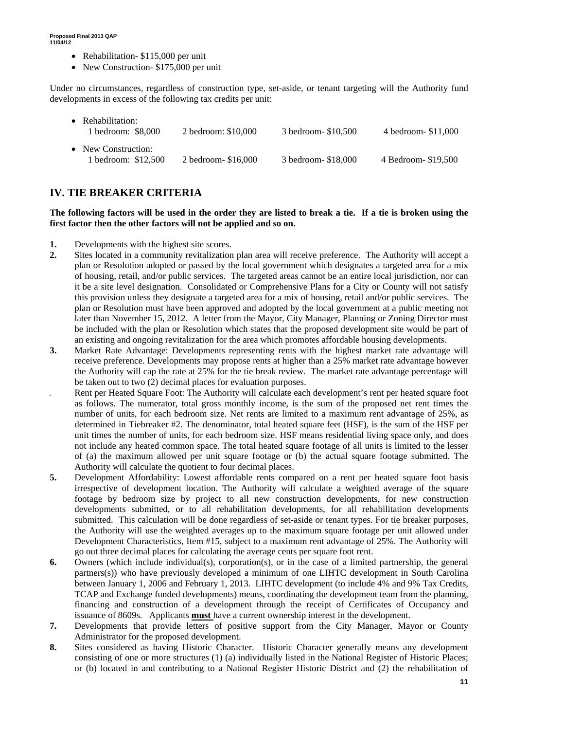- Rehabilitation- $115,000 per unit
- New Construction- $175,000 per unit

Under no circumstances, regardless of construction type, set-aside, or tenant targeting will the Authority fund developments in excess of the following tax credits per unit:

- Rehabilitation:
  1 bedroom: $8,000    2 bedroom: $10,000    3 bedroom- $10,500    4 bedroom- $11,000
- New Construction:
  1 bedroom: $12,500    2 bedroom- $16,000    3 bedroom- $18,000    4 Bedroom- $19,500

## IV. TIE BREAKER CRITERIA

**The following factors will be used in the order they are listed to break a tie. If a tie is broken using the first factor then the other factors will not be applied and so on.**

1. Developments with the highest site scores.
2. Sites located in a community revitalization plan area will receive preference. The Authority will accept a plan or Resolution adopted or passed by the local government which designates a targeted area for a mix of housing, retail, and/or public services. The targeted areas cannot be an entire local jurisdiction, nor can it be a site level designation. Consolidated or Comprehensive Plans for a City or County will not satisfy this provision unless they designate a targeted area for a mix of housing, retail and/or public services. The plan or Resolution must have been approved and adopted by the local government at a public meeting not later than November 15, 2012. A letter from the Mayor, City Manager, Planning or Zoning Director must be included with the plan or Resolution which states that the proposed development site would be part of an existing and ongoing revitalization for the area which promotes affordable housing developments.
3. Market Rate Advantage: Developments representing rents with the highest market rate advantage will receive preference. Developments may propose rents at higher than a 25% market rate advantage however the Authority will cap the rate at 25% for the tie break review. The market rate advantage percentage will be taken out to two (2) decimal places for evaluation purposes.
4. Rent per Heated Square Foot: The Authority will calculate each development's rent per heated square foot as follows. The numerator, total gross monthly income, is the sum of the proposed net rent times the number of units, for each bedroom size. Net rents are limited to a maximum rent advantage of 25%, as determined in Tiebreaker #2. The denominator, total heated square feet (HSF), is the sum of the HSF per unit times the number of units, for each bedroom size. HSF means residential living space only, and does not include any heated common space. The total heated square footage of all units is limited to the lesser of (a) the maximum allowed per unit square footage or (b) the actual square footage submitted. The Authority will calculate the quotient to four decimal places.
5. Development Affordability: Lowest affordable rents compared on a rent per heated square foot basis irrespective of development location. The Authority will calculate a weighted average of the square footage by bedroom size by project to all new construction developments, for new construction developments submitted, or to all rehabilitation developments, for all rehabilitation developments submitted. This calculation will be done regardless of set-aside or tenant types. For tie breaker purposes, the Authority will use the weighted averages up to the maximum square footage per unit allowed under Development Characteristics, Item #15, subject to a maximum rent advantage of 25%. The Authority will go out three decimal places for calculating the average cents per square foot rent.
6. Owners (which include individual(s), corporation(s), or in the case of a limited partnership, the general partners(s)) who have previously developed a minimum of one LIHTC development in South Carolina between January 1, 2006 and February 1, 2013. LIHTC development (to include 4% and 9% Tax Credits, TCAP and Exchange funded developments) means, coordinating the development team from the planning, financing and construction of a development through the receipt of Certificates of Occupancy and issuance of 8609s. Applicants **must** have a current ownership interest in the development.
7. Developments that provide letters of positive support from the City Manager, Mayor or County Administrator for the proposed development.
8. Sites considered as having Historic Character. Historic Character generally means any development consisting of one or more structures (1) (a) individually listed in the National Register of Historic Places; or (b) located in and contributing to a National Register Historic District and (2) the rehabilitation of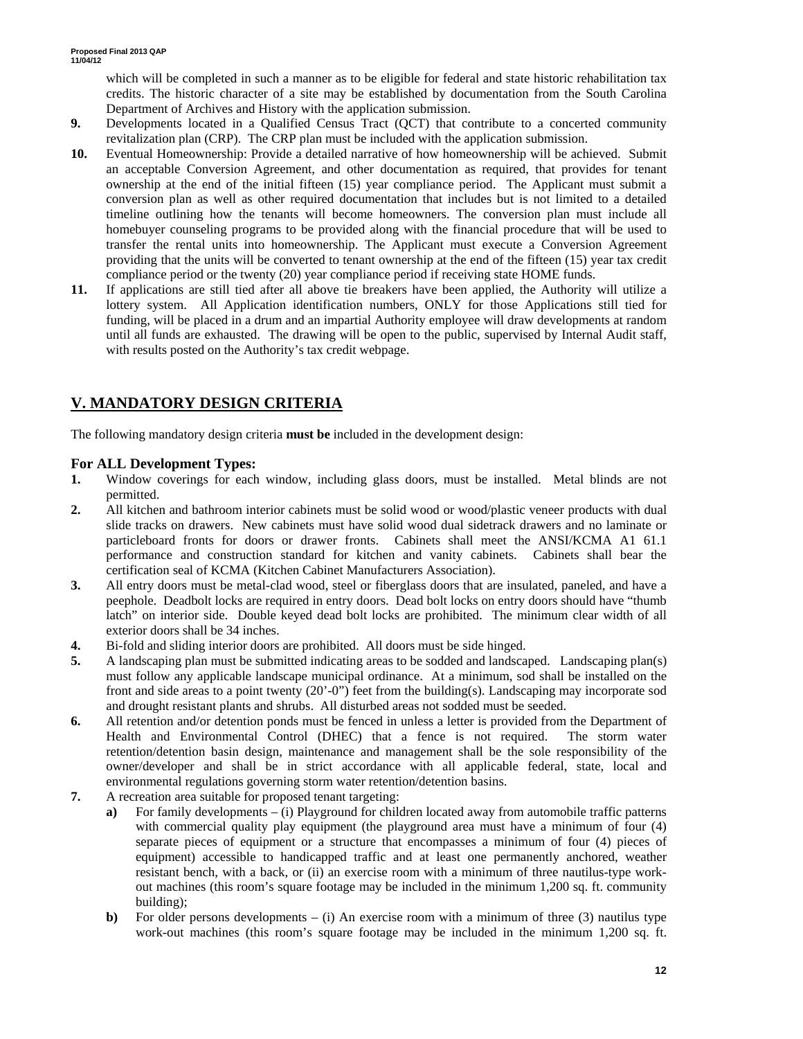which will be completed in such a manner as to be eligible for federal and state historic rehabilitation tax credits. The historic character of a site may be established by documentation from the South Carolina Department of Archives and History with the application submission.

**9.** Developments located in a Qualified Census Tract (QCT) that contribute to a concerted community revitalization plan (CRP). The CRP plan must be included with the application submission.

**10.** Eventual Homeownership: Provide a detailed narrative of how homeownership will be achieved. Submit an acceptable Conversion Agreement, and other documentation as required, that provides for tenant ownership at the end of the initial fifteen (15) year compliance period. The Applicant must submit a conversion plan as well as other required documentation that includes but is not limited to a detailed timeline outlining how the tenants will become homeowners. The conversion plan must include all homebuyer counseling programs to be provided along with the financial procedure that will be used to transfer the rental units into homeownership. The Applicant must execute a Conversion Agreement providing that the units will be converted to tenant ownership at the end of the fifteen (15) year tax credit compliance period or the twenty (20) year compliance period if receiving state HOME funds.

**11.** If applications are still tied after all above tie breakers have been applied, the Authority will utilize a lottery system. All Application identification numbers, ONLY for those Applications still tied for funding, will be placed in a drum and an impartial Authority employee will draw developments at random until all funds are exhausted. The drawing will be open to the public, supervised by Internal Audit staff, with results posted on the Authority's tax credit webpage.

## V. MANDATORY DESIGN CRITERIA

The following mandatory design criteria **must be** included in the development design:

### For ALL Development Types:

**1.** Window coverings for each window, including glass doors, must be installed. Metal blinds are not permitted.

**2.** All kitchen and bathroom interior cabinets must be solid wood or wood/plastic veneer products with dual slide tracks on drawers. New cabinets must have solid wood dual sidetrack drawers and no laminate or particleboard fronts for doors or drawer fronts. Cabinets shall meet the ANSI/KCMA A1 61.1 performance and construction standard for kitchen and vanity cabinets. Cabinets shall bear the certification seal of KCMA (Kitchen Cabinet Manufacturers Association).

**3.** All entry doors must be metal-clad wood, steel or fiberglass doors that are insulated, paneled, and have a peephole. Deadbolt locks are required in entry doors. Dead bolt locks on entry doors should have "thumb latch" on interior side. Double keyed dead bolt locks are prohibited. The minimum clear width of all exterior doors shall be 34 inches.

**4.** Bi-fold and sliding interior doors are prohibited. All doors must be side hinged.

**5.** A landscaping plan must be submitted indicating areas to be sodded and landscaped. Landscaping plan(s) must follow any applicable landscape municipal ordinance. At a minimum, sod shall be installed on the front and side areas to a point twenty (20'-0") feet from the building(s). Landscaping may incorporate sod and drought resistant plants and shrubs. All disturbed areas not sodded must be seeded.

**6.** All retention and/or detention ponds must be fenced in unless a letter is provided from the Department of Health and Environmental Control (DHEC) that a fence is not required. The storm water retention/detention basin design, maintenance and management shall be the sole responsibility of the owner/developer and shall be in strict accordance with all applicable federal, state, local and environmental regulations governing storm water retention/detention basins.

**7.** A recreation area suitable for proposed tenant targeting:

- **a)** For family developments – (i) Playground for children located away from automobile traffic patterns with commercial quality play equipment (the playground area must have a minimum of four (4) separate pieces of equipment or a structure that encompasses a minimum of four (4) pieces of equipment) accessible to handicapped traffic and at least one permanently anchored, weather resistant bench, with a back, or (ii) an exercise room with a minimum of three nautilus-type work-out machines (this room's square footage may be included in the minimum 1,200 sq. ft. community building);
- **b)** For older persons developments – (i) An exercise room with a minimum of three (3) nautilus type work-out machines (this room's square footage may be included in the minimum 1,200 sq. ft.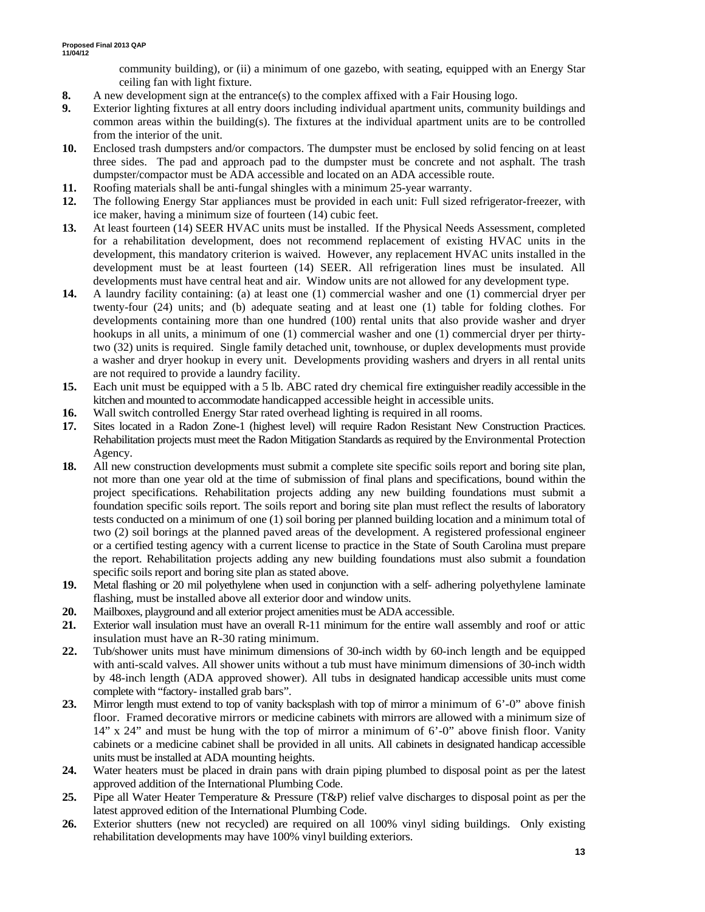community building), or (ii) a minimum of one gazebo, with seating, equipped with an Energy Star ceiling fan with light fixture.

**8.** A new development sign at the entrance(s) to the complex affixed with a Fair Housing logo.

**9.** Exterior lighting fixtures at all entry doors including individual apartment units, community buildings and common areas within the building(s). The fixtures at the individual apartment units are to be controlled from the interior of the unit.

**10.** Enclosed trash dumpsters and/or compactors. The dumpster must be enclosed by solid fencing on at least three sides. The pad and approach pad to the dumpster must be concrete and not asphalt. The trash dumpster/compactor must be ADA accessible and located on an ADA accessible route.

**11.** Roofing materials shall be anti-fungal shingles with a minimum 25-year warranty.

**12.** The following Energy Star appliances must be provided in each unit: Full sized refrigerator-freezer, with ice maker, having a minimum size of fourteen (14) cubic feet.

**13.** At least fourteen (14) SEER HVAC units must be installed. If the Physical Needs Assessment, completed for a rehabilitation development, does not recommend replacement of existing HVAC units in the development, this mandatory criterion is waived. However, any replacement HVAC units installed in the development must be at least fourteen (14) SEER. All refrigeration lines must be insulated. All developments must have central heat and air. Window units are not allowed for any development type.

**14.** A laundry facility containing: (a) at least one (1) commercial washer and one (1) commercial dryer per twenty-four (24) units; and (b) adequate seating and at least one (1) table for folding clothes. For developments containing more than one hundred (100) rental units that also provide washer and dryer hookups in all units, a minimum of one (1) commercial washer and one (1) commercial dryer per thirty-two (32) units is required. Single family detached unit, townhouse, or duplex developments must provide a washer and dryer hookup in every unit. Developments providing washers and dryers in all rental units are not required to provide a laundry facility.

**15.** Each unit must be equipped with a 5 lb. ABC rated dry chemical fire extinguisher readily accessible in the kitchen and mounted to accommodate handicapped accessible height in accessible units.

**16.** Wall switch controlled Energy Star rated overhead lighting is required in all rooms.

**17.** Sites located in a Radon Zone-1 (highest level) will require Radon Resistant New Construction Practices. Rehabilitation projects must meet the Radon Mitigation Standards as required by the Environmental Protection Agency.

**18.** All new construction developments must submit a complete site specific soils report and boring site plan, not more than one year old at the time of submission of final plans and specifications, bound within the project specifications. Rehabilitation projects adding any new building foundations must submit a foundation specific soils report. The soils report and boring site plan must reflect the results of laboratory tests conducted on a minimum of one (1) soil boring per planned building location and a minimum total of two (2) soil borings at the planned paved areas of the development. A registered professional engineer or a certified testing agency with a current license to practice in the State of South Carolina must prepare the report. Rehabilitation projects adding any new building foundations must also submit a foundation specific soils report and boring site plan as stated above.

**19.** Metal flashing or 20 mil polyethylene when used in conjunction with a self- adhering polyethylene laminate flashing, must be installed above all exterior door and window units.

**20.** Mailboxes, playground and all exterior project amenities must be ADA accessible.

**21.** Exterior wall insulation must have an overall R-11 minimum for the entire wall assembly and roof or attic insulation must have an R-30 rating minimum.

**22.** Tub/shower units must have minimum dimensions of 30-inch width by 60-inch length and be equipped with anti-scald valves. All shower units without a tub must have minimum dimensions of 30-inch width by 48-inch length (ADA approved shower). All tubs in designated handicap accessible units must come complete with "factory- installed grab bars".

**23.** Mirror length must extend to top of vanity backsplash with top of mirror a minimum of 6'-0" above finish floor. Framed decorative mirrors or medicine cabinets with mirrors are allowed with a minimum size of 14" x 24" and must be hung with the top of mirror a minimum of 6'-0" above finish floor. Vanity cabinets or a medicine cabinet shall be provided in all units. All cabinets in designated handicap accessible units must be installed at ADA mounting heights.

**24.** Water heaters must be placed in drain pans with drain piping plumbed to disposal point as per the latest approved addition of the International Plumbing Code.

**25.** Pipe all Water Heater Temperature & Pressure (T&P) relief valve discharges to disposal point as per the latest approved edition of the International Plumbing Code.

**26.** Exterior shutters (new not recycled) are required on all 100% vinyl siding buildings. Only existing rehabilitation developments may have 100% vinyl building exteriors.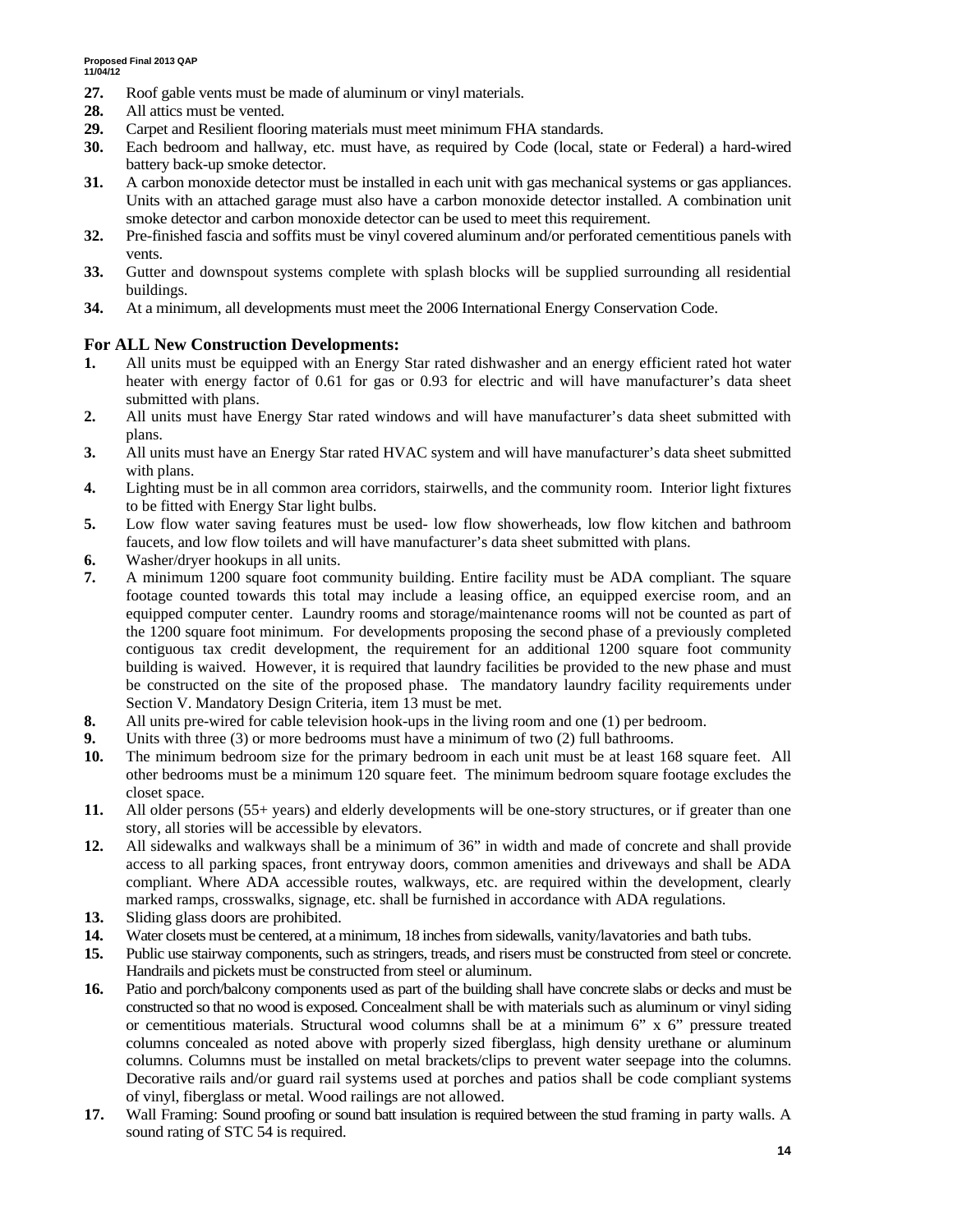27. Roof gable vents must be made of aluminum or vinyl materials.
28. All attics must be vented.
29. Carpet and Resilient flooring materials must meet minimum FHA standards.
30. Each bedroom and hallway, etc. must have, as required by Code (local, state or Federal) a hard-wired battery back-up smoke detector.
31. A carbon monoxide detector must be installed in each unit with gas mechanical systems or gas appliances. Units with an attached garage must also have a carbon monoxide detector installed. A combination unit smoke detector and carbon monoxide detector can be used to meet this requirement.
32. Pre-finished fascia and soffits must be vinyl covered aluminum and/or perforated cementitious panels with vents.
33. Gutter and downspout systems complete with splash blocks will be supplied surrounding all residential buildings.
34. At a minimum, all developments must meet the 2006 International Energy Conservation Code.

## For ALL New Construction Developments:

1. All units must be equipped with an Energy Star rated dishwasher and an energy efficient rated hot water heater with energy factor of 0.61 for gas or 0.93 for electric and will have manufacturer's data sheet submitted with plans.
2. All units must have Energy Star rated windows and will have manufacturer's data sheet submitted with plans.
3. All units must have an Energy Star rated HVAC system and will have manufacturer's data sheet submitted with plans.
4. Lighting must be in all common area corridors, stairwells, and the community room. Interior light fixtures to be fitted with Energy Star light bulbs.
5. Low flow water saving features must be used- low flow showerheads, low flow kitchen and bathroom faucets, and low flow toilets and will have manufacturer's data sheet submitted with plans.
6. Washer/dryer hookups in all units.
7. A minimum 1200 square foot community building. Entire facility must be ADA compliant. The square footage counted towards this total may include a leasing office, an equipped exercise room, and an equipped computer center. Laundry rooms and storage/maintenance rooms will not be counted as part of the 1200 square foot minimum. For developments proposing the second phase of a previously completed contiguous tax credit development, the requirement for an additional 1200 square foot community building is waived. However, it is required that laundry facilities be provided to the new phase and must be constructed on the site of the proposed phase. The mandatory laundry facility requirements under Section V. Mandatory Design Criteria, item 13 must be met.
8. All units pre-wired for cable television hook-ups in the living room and one (1) per bedroom.
9. Units with three (3) or more bedrooms must have a minimum of two (2) full bathrooms.
10. The minimum bedroom size for the primary bedroom in each unit must be at least 168 square feet. All other bedrooms must be a minimum 120 square feet. The minimum bedroom square footage excludes the closet space.
11. All older persons (55+ years) and elderly developments will be one-story structures, or if greater than one story, all stories will be accessible by elevators.
12. All sidewalks and walkways shall be a minimum of 36" in width and made of concrete and shall provide access to all parking spaces, front entryway doors, common amenities and driveways and shall be ADA compliant. Where ADA accessible routes, walkways, etc. are required within the development, clearly marked ramps, crosswalks, signage, etc. shall be furnished in accordance with ADA regulations.
13. Sliding glass doors are prohibited.
14. Water closets must be centered, at a minimum, 18 inches from sidewalls, vanity/lavatories and bath tubs.
15. Public use stairway components, such as stringers, treads, and risers must be constructed from steel or concrete. Handrails and pickets must be constructed from steel or aluminum.
16. Patio and porch/balcony components used as part of the building shall have concrete slabs or decks and must be constructed so that no wood is exposed. Concealment shall be with materials such as aluminum or vinyl siding or cementitious materials. Structural wood columns shall be at a minimum 6" x 6" pressure treated columns concealed as noted above with properly sized fiberglass, high density urethane or aluminum columns. Columns must be installed on metal brackets/clips to prevent water seepage into the columns. Decorative rails and/or guard rail systems used at porches and patios shall be code compliant systems of vinyl, fiberglass or metal. Wood railings are not allowed.
17. Wall Framing: Sound proofing or sound batt insulation is required between the stud framing in party walls. A sound rating of STC 54 is required.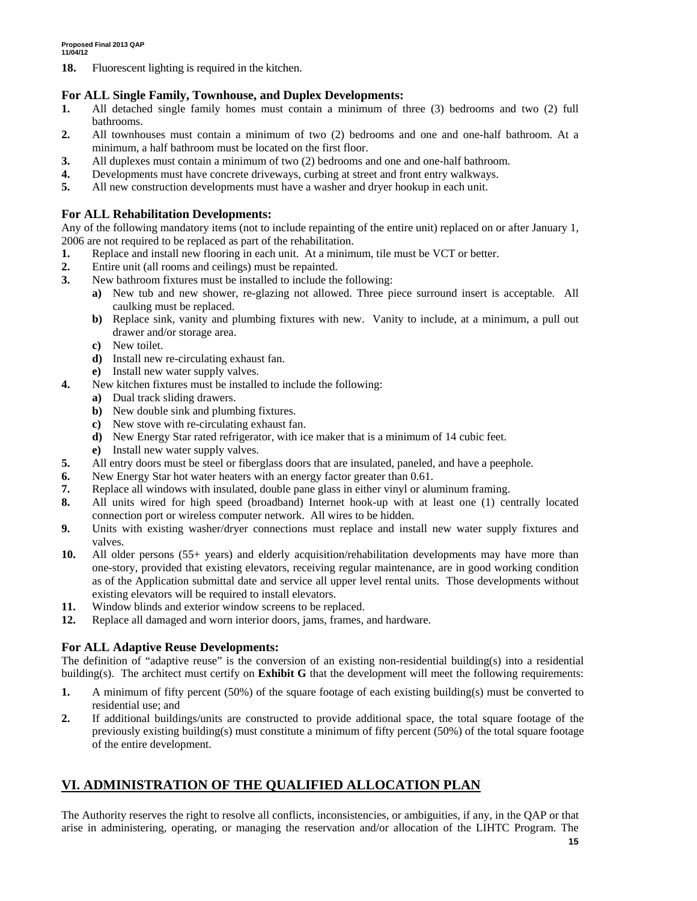**18.** Fluorescent lighting is required in the kitchen.

### For ALL Single Family, Townhouse, and Duplex Developments:

**1.** All detached single family homes must contain a minimum of three (3) bedrooms and two (2) full bathrooms.

**2.** All townhouses must contain a minimum of two (2) bedrooms and one and one-half bathroom. At a minimum, a half bathroom must be located on the first floor.

**3.** All duplexes must contain a minimum of two (2) bedrooms and one and one-half bathroom.

**4.** Developments must have concrete driveways, curbing at street and front entry walkways.

**5.** All new construction developments must have a washer and dryer hookup in each unit.

### For ALL Rehabilitation Developments:

Any of the following mandatory items (not to include repainting of the entire unit) replaced on or after January 1, 2006 are not required to be replaced as part of the rehabilitation.

**1.** Replace and install new flooring in each unit. At a minimum, tile must be VCT or better.

**2.** Entire unit (all rooms and ceilings) must be repainted.

**3.** New bathroom fixtures must be installed to include the following:
   - **a)** New tub and new shower, re-glazing not allowed. Three piece surround insert is acceptable. All caulking must be replaced.
   - **b)** Replace sink, vanity and plumbing fixtures with new. Vanity to include, at a minimum, a pull out drawer and/or storage area.
   - **c)** New toilet.
   - **d)** Install new re-circulating exhaust fan.
   - **e)** Install new water supply valves.

**4.** New kitchen fixtures must be installed to include the following:
   - **a)** Dual track sliding drawers.
   - **b)** New double sink and plumbing fixtures.
   - **c)** New stove with re-circulating exhaust fan.
   - **d)** New Energy Star rated refrigerator, with ice maker that is a minimum of 14 cubic feet.
   - **e)** Install new water supply valves.

**5.** All entry doors must be steel or fiberglass doors that are insulated, paneled, and have a peephole.

**6.** New Energy Star hot water heaters with an energy factor greater than 0.61.

**7.** Replace all windows with insulated, double pane glass in either vinyl or aluminum framing.

**8.** All units wired for high speed (broadband) Internet hook-up with at least one (1) centrally located connection port or wireless computer network. All wires to be hidden.

**9.** Units with existing washer/dryer connections must replace and install new water supply fixtures and valves.

**10.** All older persons (55+ years) and elderly acquisition/rehabilitation developments may have more than one-story, provided that existing elevators, receiving regular maintenance, are in good working condition as of the Application submittal date and service all upper level rental units. Those developments without existing elevators will be required to install elevators.

**11.** Window blinds and exterior window screens to be replaced.

**12.** Replace all damaged and worn interior doors, jams, frames, and hardware.

### For ALL Adaptive Reuse Developments:

The definition of "adaptive reuse" is the conversion of an existing non-residential building(s) into a residential building(s). The architect must certify on **Exhibit G** that the development will meet the following requirements:

**1.** A minimum of fifty percent (50%) of the square footage of each existing building(s) must be converted to residential use; and

**2.** If additional buildings/units are constructed to provide additional space, the total square footage of the previously existing building(s) must constitute a minimum of fifty percent (50%) of the total square footage of the entire development.

## VI. ADMINISTRATION OF THE QUALIFIED ALLOCATION PLAN

The Authority reserves the right to resolve all conflicts, inconsistencies, or ambiguities, if any, in the QAP or that arise in administering, operating, or managing the reservation and/or allocation of the LIHTC Program. The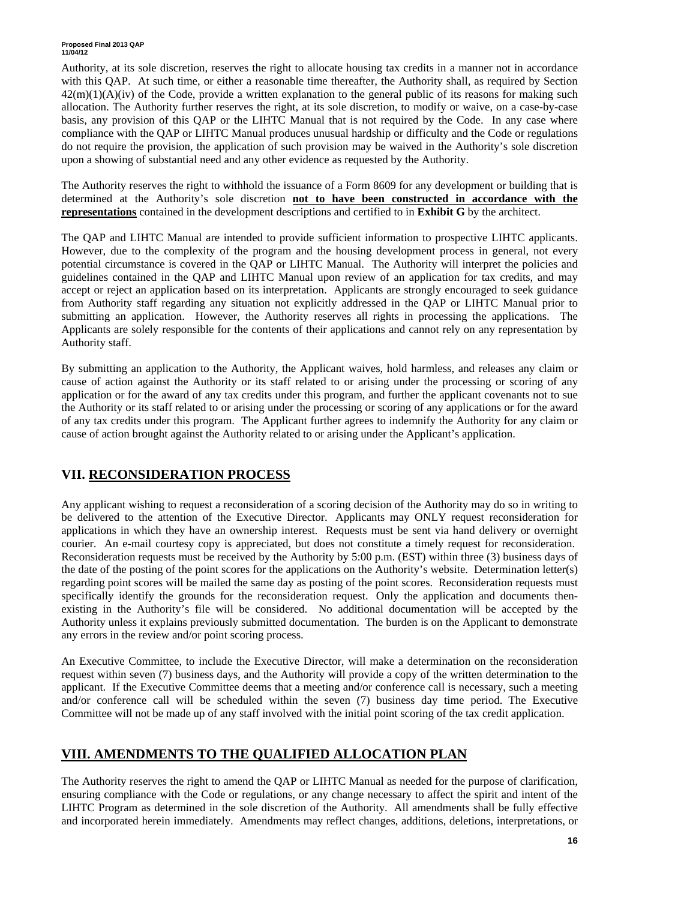Authority, at its sole discretion, reserves the right to allocate housing tax credits in a manner not in accordance with this QAP. At such time, or either a reasonable time thereafter, the Authority shall, as required by Section 42(m)(1)(A)(iv) of the Code, provide a written explanation to the general public of its reasons for making such allocation. The Authority further reserves the right, at its sole discretion, to modify or waive, on a case-by-case basis, any provision of this QAP or the LIHTC Manual that is not required by the Code. In any case where compliance with the QAP or LIHTC Manual produces unusual hardship or difficulty and the Code or regulations do not require the provision, the application of such provision may be waived in the Authority's sole discretion upon a showing of substantial need and any other evidence as requested by the Authority.

The Authority reserves the right to withhold the issuance of a Form 8609 for any development or building that is determined at the Authority's sole discretion **not to have been constructed in accordance with the representations** contained in the development descriptions and certified to in **Exhibit G** by the architect.

The QAP and LIHTC Manual are intended to provide sufficient information to prospective LIHTC applicants. However, due to the complexity of the program and the housing development process in general, not every potential circumstance is covered in the QAP or LIHTC Manual. The Authority will interpret the policies and guidelines contained in the QAP and LIHTC Manual upon review of an application for tax credits, and may accept or reject an application based on its interpretation. Applicants are strongly encouraged to seek guidance from Authority staff regarding any situation not explicitly addressed in the QAP or LIHTC Manual prior to submitting an application. However, the Authority reserves all rights in processing the applications. The Applicants are solely responsible for the contents of their applications and cannot rely on any representation by Authority staff.

By submitting an application to the Authority, the Applicant waives, hold harmless, and releases any claim or cause of action against the Authority or its staff related to or arising under the processing or scoring of any application or for the award of any tax credits under this program, and further the applicant covenants not to sue the Authority or its staff related to or arising under the processing or scoring of any applications or for the award of any tax credits under this program. The Applicant further agrees to indemnify the Authority for any claim or cause of action brought against the Authority related to or arising under the Applicant's application.

## VII. RECONSIDERATION PROCESS

Any applicant wishing to request a reconsideration of a scoring decision of the Authority may do so in writing to be delivered to the attention of the Executive Director. Applicants may ONLY request reconsideration for applications in which they have an ownership interest. Requests must be sent via hand delivery or overnight courier. An e-mail courtesy copy is appreciated, but does not constitute a timely request for reconsideration. Reconsideration requests must be received by the Authority by 5:00 p.m. (EST) within three (3) business days of the date of the posting of the point scores for the applications on the Authority's website. Determination letter(s) regarding point scores will be mailed the same day as posting of the point scores. Reconsideration requests must specifically identify the grounds for the reconsideration request. Only the application and documents then-existing in the Authority's file will be considered. No additional documentation will be accepted by the Authority unless it explains previously submitted documentation. The burden is on the Applicant to demonstrate any errors in the review and/or point scoring process.

An Executive Committee, to include the Executive Director, will make a determination on the reconsideration request within seven (7) business days, and the Authority will provide a copy of the written determination to the applicant. If the Executive Committee deems that a meeting and/or conference call is necessary, such a meeting and/or conference call will be scheduled within the seven (7) business day time period. The Executive Committee will not be made up of any staff involved with the initial point scoring of the tax credit application.

## VIII. AMENDMENTS TO THE QUALIFIED ALLOCATION PLAN

The Authority reserves the right to amend the QAP or LIHTC Manual as needed for the purpose of clarification, ensuring compliance with the Code or regulations, or any change necessary to affect the spirit and intent of the LIHTC Program as determined in the sole discretion of the Authority. All amendments shall be fully effective and incorporated herein immediately. Amendments may reflect changes, additions, deletions, interpretations, or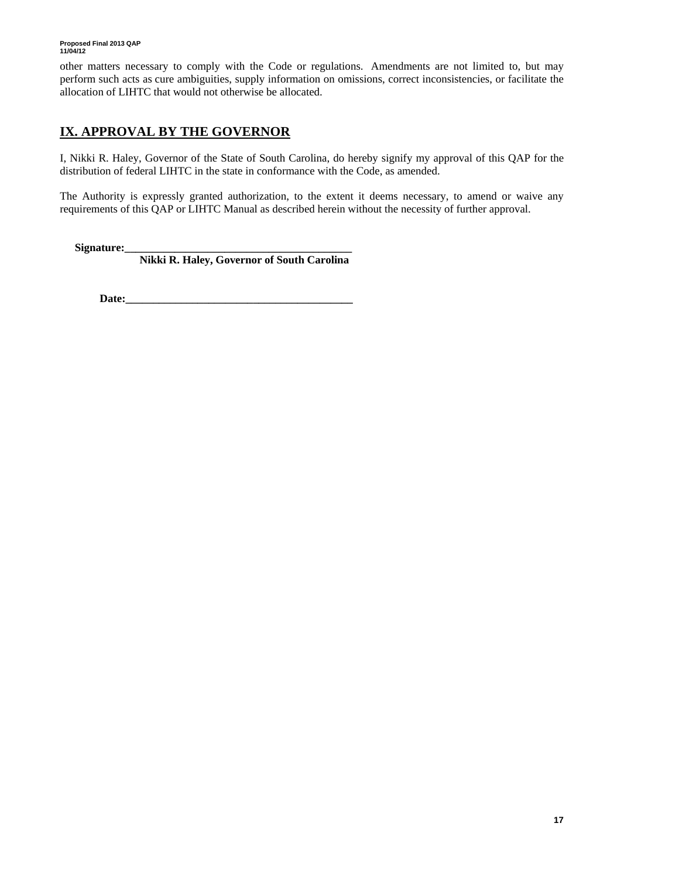other matters necessary to comply with the Code or regulations. Amendments are not limited to, but may perform such acts as cure ambiguities, supply information on omissions, correct inconsistencies, or facilitate the allocation of LIHTC that would not otherwise be allocated.

## IX. APPROVAL BY THE GOVERNOR

I, Nikki R. Haley, Governor of the State of South Carolina, do hereby signify my approval of this QAP for the distribution of federal LIHTC in the state in conformance with the Code, as amended.

The Authority is expressly granted authorization, to the extent it deems necessary, to amend or waive any requirements of this QAP or LIHTC Manual as described herein without the necessity of further approval.

**Signature:________________________________________**
**Nikki R. Haley, Governor of South Carolina**

**Date:________________________________________**